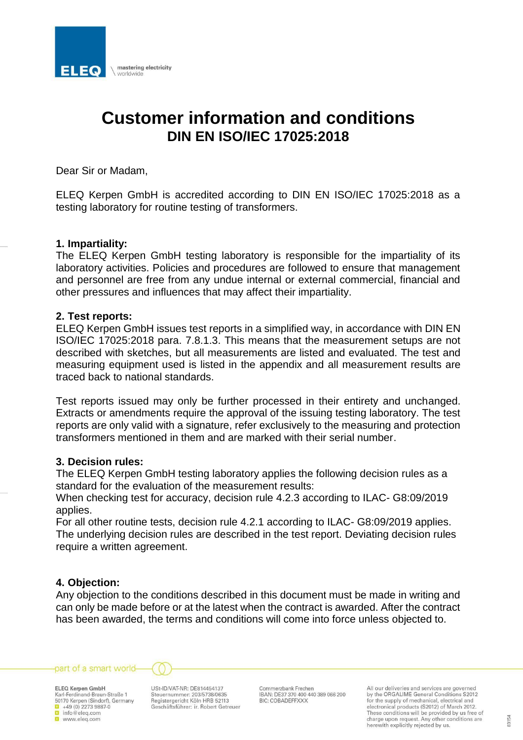ELEQ

mastering electricity worldwide

# Customer information and conditions

## DIN EN ISO/IEC 17025:2018

Dear Sir or Madam,

ELEQ Kerpen GmbH is accredited according to DIN EN ISO/IEC 17025:2018 as a testing laboratory for routine testing of transformers.

**1. Impartiality:**

The ELEQ Kerpen GmbH testing laboratory is responsible for the impartiality of its laboratory activities. Policies and procedures are followed to ensure that management and personnel are free from any undue internal or external commercial, financial and other pressures and influences that may affect their impartiality.

**2. Test reports:**

ELEQ Kerpen GmbH issues test reports in a simplified way, in accordance with DIN EN ISO/IEC 17025:2018 para. 7.8.1.3. This means that the measurement setups are not described with sketches, but all measurements are listed and evaluated. The test and measuring equipment used is listed in the appendix and all measurement results are traced back to national standards.

Test reports issued may only be further processed in their entirety and unchanged. Extracts or amendments require the approval of the issuing testing laboratory. The test reports are only valid with a signature, refer exclusively to the measuring and protection transformers mentioned in them and are marked with their serial number.

**3. Decision rules:**

The ELEQ Kerpen GmbH testing laboratory applies the following decision rules as a standard for the evaluation of the measurement results:
When checking test for accuracy, decision rule 4.2.3 according to ILAC- G8:09/2019 applies.
For all other routine tests, decision rule 4.2.1 according to ILAC- G8:09/2019 applies.
The underlying decision rules are described in the test report. Deviating decision rules require a written agreement.

**4. Objection:**

Any objection to the conditions described in this document must be made in writing and can only be made before or at the latest when the contract is awarded. After the contract has been awarded, the terms and conditions will come into force unless objected to.

part of a smart world

**ELEQ Kerpen GmbH**
Karl-Ferdinand-Braun-Straße 1
50170 Kerpen (Sindorf), Germany
+49 (0) 2273 9887-0
info@eleq.com
www.eleq.com

USt-ID/VAT-NR: DE814454137
Steuernummer: 203/5738/0635
Registergericht Köln HRB 52113
Geschäftsführer: ir. Robert Getreuer

Commerzbank Frechen
IBAN: DE37 370 400 440 389 066 200
BIC: COBADEFFXXX

All our deliveries and services are governed by the ORGALIME General Conditions S2012 for the supply of mechanical, electrical and electronical products (S2012) of March 2012. These conditions will be provided by us free of charge upon request. Any other conditions are herewith explicitly rejected by us.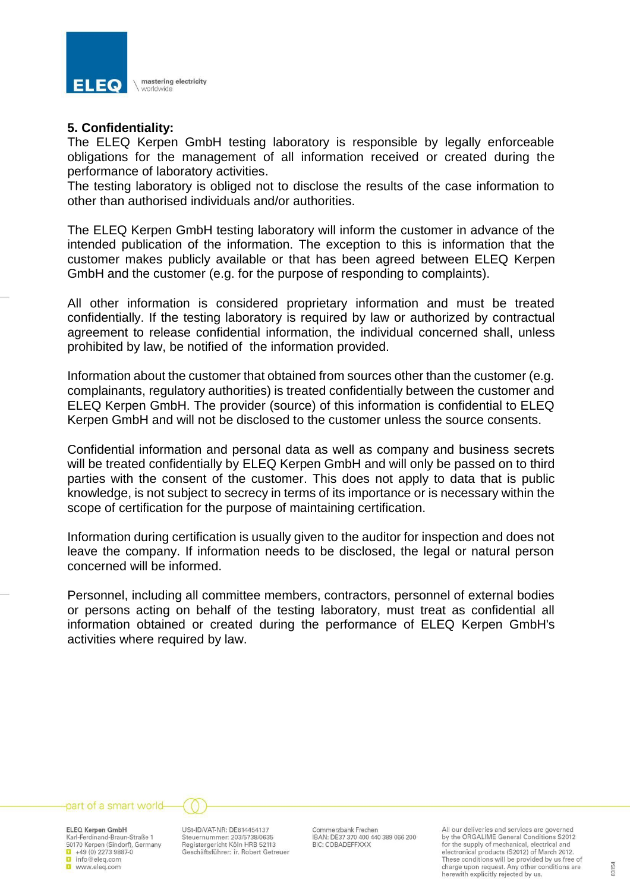**5. Confidentiality:**

The ELEQ Kerpen GmbH testing laboratory is responsible by legally enforceable obligations for the management of all information received or created during the performance of laboratory activities.

The testing laboratory is obliged not to disclose the results of the case information to other than authorised individuals and/or authorities.

The ELEQ Kerpen GmbH testing laboratory will inform the customer in advance of the intended publication of the information. The exception to this is information that the customer makes publicly available or that has been agreed between ELEQ Kerpen GmbH and the customer (e.g. for the purpose of responding to complaints).

All other information is considered proprietary information and must be treated confidentially. If the testing laboratory is required by law or authorized by contractual agreement to release confidential information, the individual concerned shall, unless prohibited by law, be notified of the information provided.

Information about the customer that obtained from sources other than the customer (e.g. complainants, regulatory authorities) is treated confidentially between the customer and ELEQ Kerpen GmbH. The provider (source) of this information is confidential to ELEQ Kerpen GmbH and will not be disclosed to the customer unless the source consents.

Confidential information and personal data as well as company and business secrets will be treated confidentially by ELEQ Kerpen GmbH and will only be passed on to third parties with the consent of the customer. This does not apply to data that is public knowledge, is not subject to secrecy in terms of its importance or is necessary within the scope of certification for the purpose of maintaining certification.

Information during certification is usually given to the auditor for inspection and does not leave the company. If information needs to be disclosed, the legal or natural person concerned will be informed.

Personnel, including all committee members, contractors, personnel of external bodies or persons acting on behalf of the testing laboratory, must treat as confidential all information obtained or created during the performance of ELEQ Kerpen GmbH's activities where required by law.